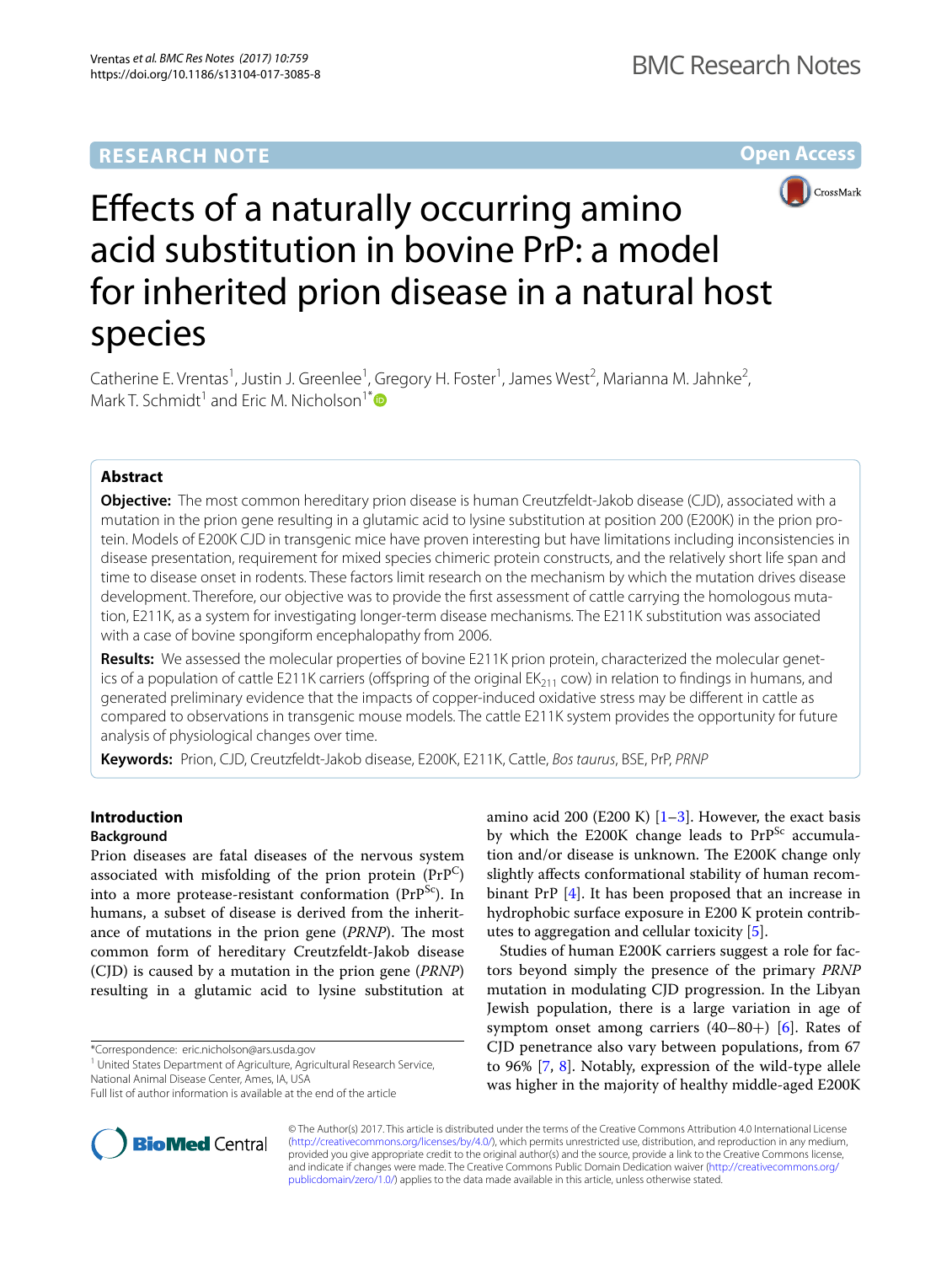RESEARCH NOTE

Open Access

# Effects of a naturally occurring amino acid substitution in bovine PrP: a model for inherited prion disease in a natural host species

Catherine E. Vrentas[1], Justin J. Greenlee[1], Gregory H. Foster[1], James West[2], Marianna M. Jahnke[2], Mark T. Schmidt[1] and Eric M. Nicholson[1*]

## Abstract

**Objective:** The most common hereditary prion disease is human Creutzfeldt-Jakob disease (CJD), associated with a mutation in the prion gene resulting in a glutamic acid to lysine substitution at position 200 (E200K) in the prion protein. Models of E200K CJD in transgenic mice have proven interesting but have limitations including inconsistencies in disease presentation, requirement for mixed species chimeric protein constructs, and the relatively short life span and time to disease onset in rodents. These factors limit research on the mechanism by which the mutation drives disease development. Therefore, our objective was to provide the first assessment of cattle carrying the homologous mutation, E211K, as a system for investigating longer-term disease mechanisms. The E211K substitution was associated with a case of bovine spongiform encephalopathy from 2006.

**Results:** We assessed the molecular properties of bovine E211K prion protein, characterized the molecular genetics of a population of cattle E211K carriers (offspring of the original $EK_{211}$ cow) in relation to findings in humans, and generated preliminary evidence that the impacts of copper-induced oxidative stress may be different in cattle as compared to observations in transgenic mouse models. The cattle E211K system provides the opportunity for future analysis of physiological changes over time.

**Keywords:** Prion, CJD, Creutzfeldt-Jakob disease, E200K, E211K, Cattle, *Bos taurus*, BSE, PrP, *PRNP*

## Introduction

### Background

Prion diseases are fatal diseases of the nervous system associated with misfolding of the prion protein ($PrP^C$) into a more protease-resistant conformation ($PrP^{Sc}$). In humans, a subset of disease is derived from the inheritance of mutations in the prion gene (*PRNP*). The most common form of hereditary Creutzfeldt-Jakob disease (CJD) is caused by a mutation in the prion gene (*PRNP*) resulting in a glutamic acid to lysine substitution at amino acid 200 (E200 K) [1–3]. However, the exact basis by which the E200K change leads to $PrP^{Sc}$ accumulation and/or disease is unknown. The E200K change only slightly affects conformational stability of human recombinant PrP [4]. It has been proposed that an increase in hydrophobic surface exposure in E200 K protein contributes to aggregation and cellular toxicity [5].

Studies of human E200K carriers suggest a role for factors beyond simply the presence of the primary *PRNP* mutation in modulating CJD progression. In the Libyan Jewish population, there is a large variation in age of symptom onset among carriers (40–80+) [6]. Rates of CJD penetrance also vary between populations, from 67 to 96% [7, 8]. Notably, expression of the wild-type allele was higher in the majority of healthy middle-aged E200K

*Correspondence: eric.nicholson@ars.usda.gov

[1] United States Department of Agriculture, Agricultural Research Service, National Animal Disease Center, Ames, IA, USA

Full list of author information is available at the end of the article

© The Author(s) 2017. This article is distributed under the terms of the Creative Commons Attribution 4.0 International License (http://creativecommons.org/licenses/by/4.0/), which permits unrestricted use, distribution, and reproduction in any medium, provided you give appropriate credit to the original author(s) and the source, provide a link to the Creative Commons license, and indicate if changes were made. The Creative Commons Public Domain Dedication waiver (http://creativecommons.org/publicdomain/zero/1.0/) applies to the data made available in this article, unless otherwise stated.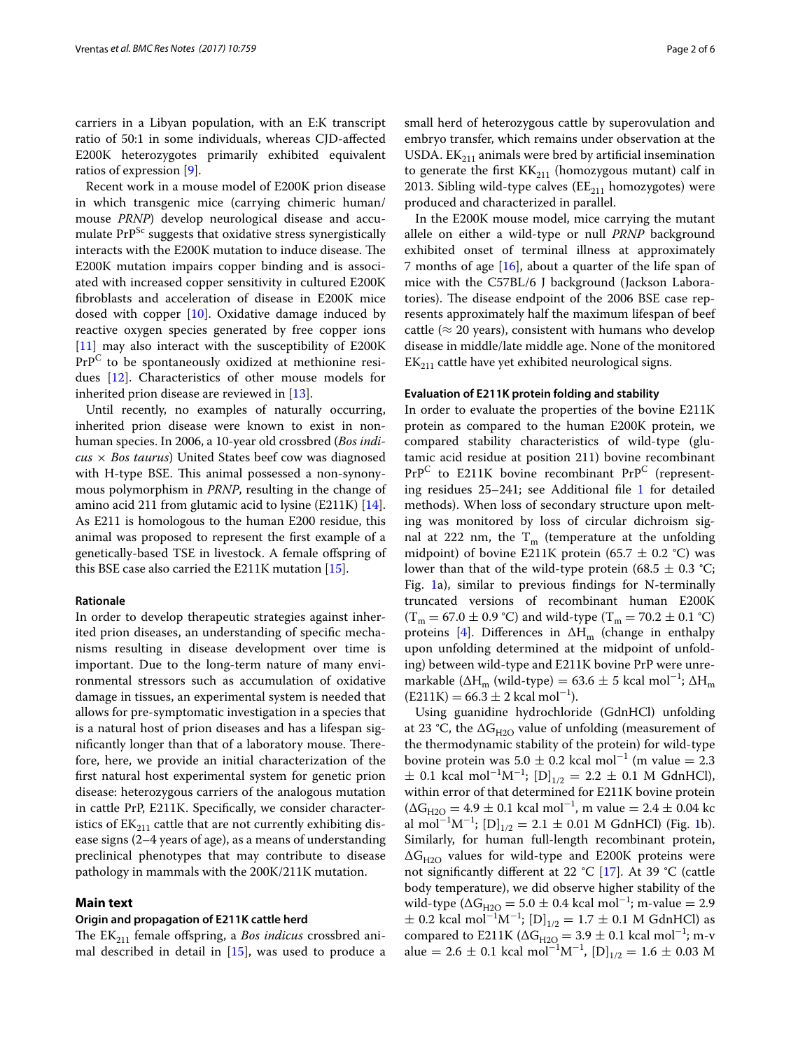carriers in a Libyan population, with an E:K transcript ratio of 50:1 in some individuals, whereas CJD-affected E200K heterozygotes primarily exhibited equivalent ratios of expression [9].

Recent work in a mouse model of E200K prion disease in which transgenic mice (carrying chimeric human/mouse *PRNP*) develop neurological disease and accumulate $PrP^{Sc}$ suggests that oxidative stress synergistically interacts with the E200K mutation to induce disease. The E200K mutation impairs copper binding and is associated with increased copper sensitivity in cultured E200K fibroblasts and acceleration of disease in E200K mice dosed with copper [10]. Oxidative damage induced by reactive oxygen species generated by free copper ions [11] may also interact with the susceptibility of E200K $PrP^{C}$ to be spontaneously oxidized at methionine residues [12]. Characteristics of other mouse models for inherited prion disease are reviewed in [13].

Until recently, no examples of naturally occurring, inherited prion disease were known to exist in non-human species. In 2006, a 10-year old crossbred (*Bos indicus* × *Bos taurus*) United States beef cow was diagnosed with H-type BSE. This animal possessed a non-synonymous polymorphism in *PRNP*, resulting in the change of amino acid 211 from glutamic acid to lysine (E211K) [14]. As E211 is homologous to the human E200 residue, this animal was proposed to represent the first example of a genetically-based TSE in livestock. A female offspring of this BSE case also carried the E211K mutation [15].

#### Rationale

In order to develop therapeutic strategies against inherited prion diseases, an understanding of specific mechanisms resulting in disease development over time is important. Due to the long-term nature of many environmental stressors such as accumulation of oxidative damage in tissues, an experimental system is needed that allows for pre-symptomatic investigation in a species that is a natural host of prion diseases and has a lifespan significantly longer than that of a laboratory mouse. Therefore, here, we provide an initial characterization of the first natural host experimental system for genetic prion disease: heterozygous carriers of the analogous mutation in cattle PrP, E211K. Specifically, we consider characteristics of $EK_{211}$ cattle that are not currently exhibiting disease signs (2–4 years of age), as a means of understanding preclinical phenotypes that may contribute to disease pathology in mammals with the 200K/211K mutation.

## Main text

### Origin and propagation of E211K cattle herd

The $EK_{211}$ female offspring, a *Bos indicus* crossbred animal described in detail in [15], was used to produce a small herd of heterozygous cattle by superovulation and embryo transfer, which remains under observation at the USDA. $EK_{211}$ animals were bred by artificial insemination to generate the first $KK_{211}$ (homozygous mutant) calf in 2013. Sibling wild-type calves ($EE_{211}$ homozygotes) were produced and characterized in parallel.

In the E200K mouse model, mice carrying the mutant allele on either a wild-type or null *PRNP* background exhibited onset of terminal illness at approximately 7 months of age [16], about a quarter of the life span of mice with the C57BL/6 J background (Jackson Laboratories). The disease endpoint of the 2006 BSE case represents approximately half the maximum lifespan of beef cattle (≈ 20 years), consistent with humans who develop disease in middle/late middle age. None of the monitored $EK_{211}$ cattle have yet exhibited neurological signs.

### Evaluation of E211K protein folding and stability

In order to evaluate the properties of the bovine E211K protein as compared to the human E200K protein, we compared stability characteristics of wild-type (glutamic acid residue at position 211) bovine recombinant $PrP^{C}$ to E211K bovine recombinant $PrP^{C}$ (representing residues 25–241; see Additional file 1 for detailed methods). When loss of secondary structure upon melting was monitored by loss of circular dichroism signal at 222 nm, the $T_m$ (temperature at the unfolding midpoint) of bovine E211K protein (65.7 ± 0.2 °C) was lower than that of the wild-type protein (68.5 ± 0.3 °C; Fig. 1a), similar to previous findings for N-terminally truncated versions of recombinant human E200K ($T_m$ = 67.0 ± 0.9 °C) and wild-type ($T_m$ = 70.2 ± 0.1 °C) proteins [4]. Differences in $\Delta H_m$ (change in enthalpy upon unfolding determined at the midpoint of unfolding) between wild-type and E211K bovine PrP were unremarkable ($\Delta H_m$ (wild-type) = 63.6 ± 5 kcal $mol^{-1}$; $\Delta H_m$ (E211K) = 66.3 ± 2 kcal $mol^{-1}$).

Using guanidine hydrochloride (GdnHCl) unfolding at 23 °C, the $\Delta G_{H2O}$ value of unfolding (measurement of the thermodynamic stability of the protein) for wild-type bovine protein was 5.0 ± 0.2 kcal $mol^{-1}$ (m value = 2.3 ± 0.1 kcal $mol^{-1}M^{-1}$; $[D]_{1/2}$ = 2.2 ± 0.1 M GdnHCl), within error of that determined for E211K bovine protein ($\Delta G_{H2O}$ = 4.9 ± 0.1 kcal $mol^{-1}$, m value = 2.4 ± 0.04 kcal $mol^{-1}M^{-1}$; $[D]_{1/2}$ = 2.1 ± 0.01 M GdnHCl) (Fig. 1b). Similarly, for human full-length recombinant protein, $\Delta G_{H2O}$ values for wild-type and E200K proteins were not significantly different at 22 °C [17]. At 39 °C (cattle body temperature), we did observe higher stability of the wild-type ($\Delta G_{H2O}$ = 5.0 ± 0.4 kcal $mol^{-1}$; m-value = 2.9 ± 0.2 kcal $mol^{-1}M^{-1}$; $[D]_{1/2}$ = 1.7 ± 0.1 M GdnHCl) as compared to E211K ($\Delta G_{H2O}$ = 3.9 ± 0.1 kcal $mol^{-1}$; m-value = 2.6 ± 0.1 kcal $mol^{-1}M^{-1}$, $[D]_{1/2}$ = 1.6 ± 0.03 M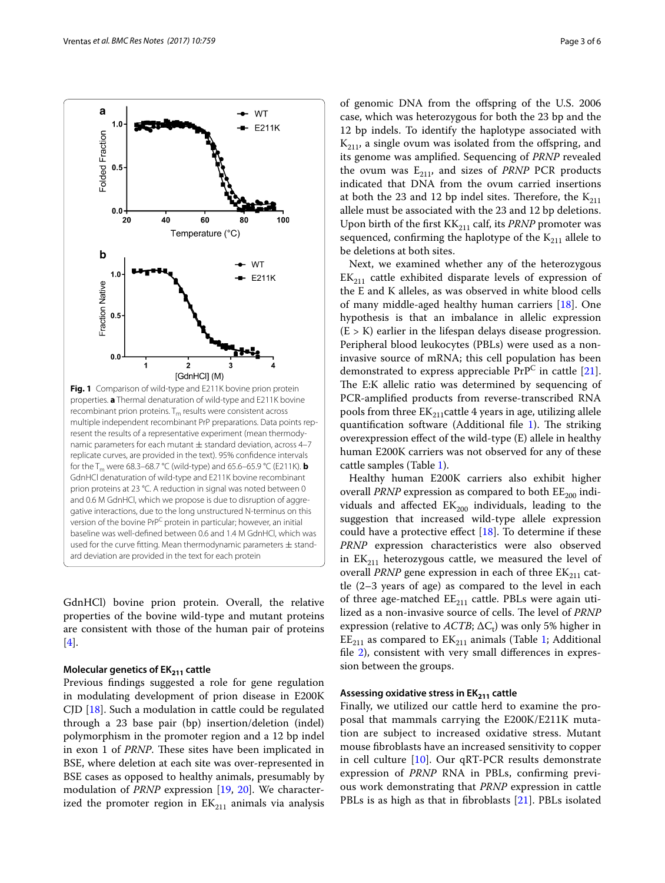**Fig. 1** Comparison of wild-type and E211K bovine prion protein properties. **a** Thermal denaturation of wild-type and E211K bovine recombinant prion proteins. $T_m$ results were consistent across multiple independent recombinant PrP preparations. Data points represent the results of a representative experiment (mean thermodynamic parameters for each mutant ± standard deviation, across 4–7 replicate curves, are provided in the text). 95% confidence intervals for the $T_m$ were 68.3–68.7 °C (wild-type) and 65.6–65.9 °C (E211K). **b** GdnHCl denaturation of wild-type and E211K bovine recombinant prion proteins at 23 °C. A reduction in signal was noted between 0 and 0.6 M GdnHCl, which we propose is due to disruption of aggregative interactions, due to the long unstructured N-terminus on this version of the bovine $PrP^C$ protein in particular; however, an initial baseline was well-defined between 0.6 and 1.4 M GdnHCl, which was used for the curve fitting. Mean thermodynamic parameters ± standard deviation are provided in the text for each protein

GdnHCl) bovine prion protein. Overall, the relative properties of the bovine wild-type and mutant proteins are consistent with those of the human pair of proteins [4].

### Molecular genetics of $EK_{211}$ cattle

Previous findings suggested a role for gene regulation in modulating development of prion disease in E200K CJD [18]. Such a modulation in cattle could be regulated through a 23 base pair (bp) insertion/deletion (indel) polymorphism in the promoter region and a 12 bp indel in exon 1 of *PRNP*. These sites have been implicated in BSE, where deletion at each site was over-represented in BSE cases as opposed to healthy animals, presumably by modulation of *PRNP* expression [19, 20]. We characterized the promoter region in $EK_{211}$ animals via analysis of genomic DNA from the offspring of the U.S. 2006 case, which was heterozygous for both the 23 bp and the 12 bp indels. To identify the haplotype associated with $K_{211}$, a single ovum was isolated from the offspring, and its genome was amplified. Sequencing of *PRNP* revealed the ovum was $E_{211}$, and sizes of *PRNP* PCR products indicated that DNA from the ovum carried insertions at both the 23 and 12 bp indel sites. Therefore, the $K_{211}$ allele must be associated with the 23 and 12 bp deletions. Upon birth of the first $KK_{211}$ calf, its *PRNP* promoter was sequenced, confirming the haplotype of the $K_{211}$ allele to be deletions at both sites.

Next, we examined whether any of the heterozygous $EK_{211}$ cattle exhibited disparate levels of expression of the E and K alleles, as was observed in white blood cells of many middle-aged healthy human carriers [18]. One hypothesis is that an imbalance in allelic expression (E > K) earlier in the lifespan delays disease progression. Peripheral blood leukocytes (PBLs) were used as a non-invasive source of mRNA; this cell population has been demonstrated to express appreciable $PrP^C$ in cattle [21]. The E:K allelic ratio was determined by sequencing of PCR-amplified products from reverse-transcribed RNA pools from three $EK_{211}$cattle 4 years in age, utilizing allele quantification software (Additional file 1). The striking overexpression effect of the wild-type (E) allele in healthy human E200K carriers was not observed for any of these cattle samples (Table 1).

Healthy human E200K carriers also exhibit higher overall *PRNP* expression as compared to both $EE_{200}$ individuals and affected $EK_{200}$ individuals, leading to the suggestion that increased wild-type allele expression could have a protective effect [18]. To determine if these *PRNP* expression characteristics were also observed in $EK_{211}$ heterozygous cattle, we measured the level of overall *PRNP* gene expression in each of three $EK_{211}$ cattle (2–3 years of age) as compared to the level in each of three age-matched $EE_{211}$ cattle. PBLs were again utilized as a non-invasive source of cells. The level of *PRNP* expression (relative to *ACTB*; $\Delta C_t$) was only 5% higher in $EE_{211}$ as compared to $EK_{211}$ animals (Table 1; Additional file 2), consistent with very small differences in expression between the groups.

### Assessing oxidative stress in $EK_{211}$ cattle

Finally, we utilized our cattle herd to examine the proposal that mammals carrying the E200K/E211K mutation are subject to increased oxidative stress. Mutant mouse fibroblasts have an increased sensitivity to copper in cell culture [10]. Our qRT-PCR results demonstrate expression of *PRNP* RNA in PBLs, confirming previous work demonstrating that *PRNP* expression in cattle PBLs is as high as that in fibroblasts [21]. PBLs isolated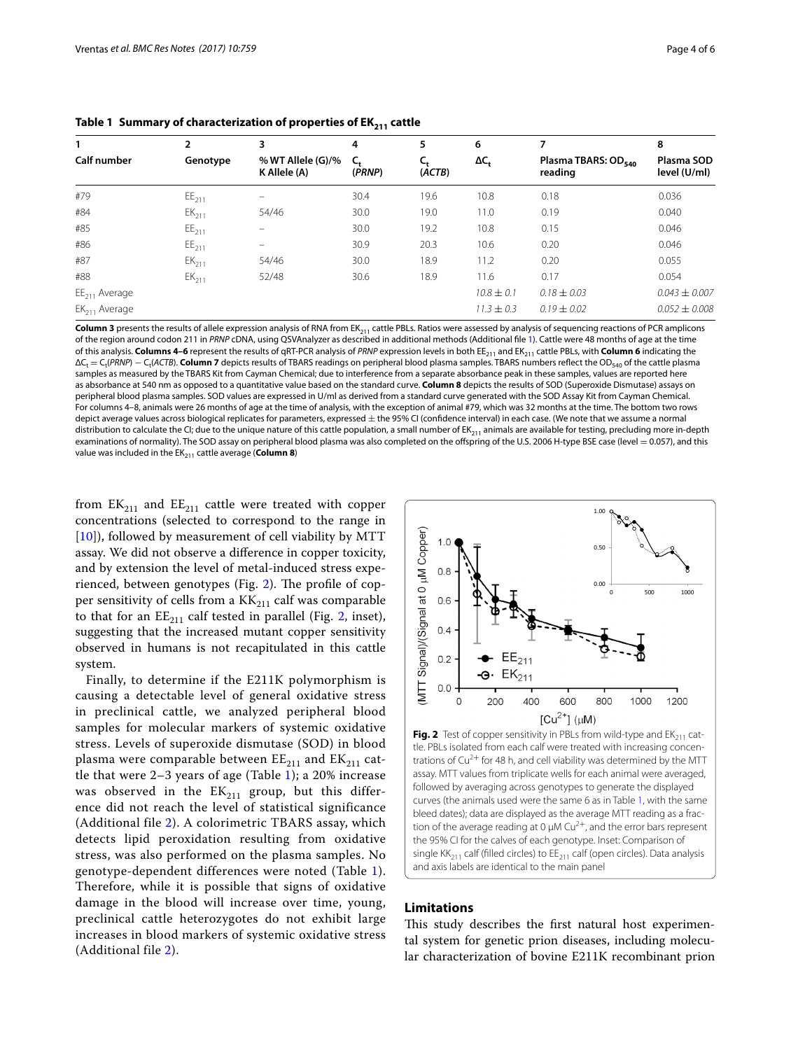**Table 1 Summary of characterization of properties of $EK_{211}$ cattle**

| 1 | 2 | 3 | 4 | 5 | 6 | 7 | 8 |
|---|---|---|---|---|---|---|---|
| Calf number | Genotype | % WT Allele (G)/% K Allele (A) | $C_t$ (*PRNP*) | $C_t$ (*ACTB*) | $\Delta C_t$ | Plasma TBARS: $OD_{540}$ reading | Plasma SOD level (U/ml) |
| #79 | $EE_{211}$ | – | 30.4 | 19.6 | 10.8 | 0.18 | 0.036 |
| #84 | $EK_{211}$ | 54/46 | 30.0 | 19.0 | 11.0 | 0.19 | 0.040 |
| #85 | $EE_{211}$ | – | 30.0 | 19.2 | 10.8 | 0.15 | 0.046 |
| #86 | $EE_{211}$ | – | 30.9 | 20.3 | 10.6 | 0.20 | 0.046 |
| #87 | $EK_{211}$ | 54/46 | 30.0 | 18.9 | 11.2 | 0.20 | 0.055 |
| #88 | $EK_{211}$ | 52/48 | 30.6 | 18.9 | 11.6 | 0.17 | 0.054 |
| $EE_{211}$ Average | | | | | *10.8 ± 0.1* | *0.18 ± 0.03* | *0.043 ± 0.007* |
| $EK_{211}$ Average | | | | | *11.3 ± 0.3* | *0.19 ± 0.02* | *0.052 ± 0.008* |

**Column 3** presents the results of allele expression analysis of RNA from $EK_{211}$ cattle PBLs. Ratios were assessed by analysis of sequencing reactions of PCR amplicons of the region around codon 211 in *PRNP* cDNA, using QSVAnalyzer as described in additional methods (Additional file 1). Cattle were 48 months of age at the time of this analysis. **Columns 4–6** represent the results of qRT-PCR analysis of *PRNP* expression levels in both $EE_{211}$ and $EK_{211}$ cattle PBLs, with **Column 6** indicating the $\Delta C_t = C_t(PRNP) - C_t(ACTB)$. **Column 7** depicts results of TBARS readings on peripheral blood plasma samples. TBARS numbers reflect the $OD_{540}$ of the cattle plasma samples as measured by the TBARS Kit from Cayman Chemical; due to interference from a separate absorbance peak in these samples, values are reported here as absorbance at 540 nm as opposed to a quantitative value based on the standard curve. **Column 8** depicts the results of SOD (Superoxide Dismutase) assays on peripheral blood plasma samples. SOD values are expressed in U/ml as derived from a standard curve generated with the SOD Assay Kit from Cayman Chemical. For columns 4–8, animals were 26 months of age at the time of analysis, with the exception of animal #79, which was 32 months at the time. The bottom two rows depict average values across biological replicates for parameters, expressed ± the 95% CI (confidence interval) in each case. (We note that we assume a normal distribution to calculate the CI; due to the unique nature of this cattle population, a small number of $EK_{211}$ animals are available for testing, precluding more in-depth examinations of normality). The SOD assay on peripheral blood plasma was also completed on the offspring of the U.S. 2006 H-type BSE case (level = 0.057), and this value was included in the $EK_{211}$ cattle average (**Column 8**)

from $EK_{211}$ and $EE_{211}$ cattle were treated with copper concentrations (selected to correspond to the range in [10]), followed by measurement of cell viability by MTT assay. We did not observe a difference in copper toxicity, and by extension the level of metal-induced stress experienced, between genotypes (Fig. 2). The profile of copper sensitivity of cells from a $KK_{211}$ calf was comparable to that for an $EE_{211}$ calf tested in parallel (Fig. 2, inset), suggesting that the increased mutant copper sensitivity observed in humans is not recapitulated in this cattle system.

Finally, to determine if the E211K polymorphism is causing a detectable level of general oxidative stress in preclinical cattle, we analyzed peripheral blood samples for molecular markers of systemic oxidative stress. Levels of superoxide dismutase (SOD) in blood plasma were comparable between $EE_{211}$ and $EK_{211}$ cattle that were 2–3 years of age (Table 1); a 20% increase was observed in the $EK_{211}$ group, but this difference did not reach the level of statistical significance (Additional file 2). A colorimetric TBARS assay, which detects lipid peroxidation resulting from oxidative stress, was also performed on the plasma samples. No genotype-dependent differences were noted (Table 1). Therefore, while it is possible that signs of oxidative damage in the blood will increase over time, young, preclinical cattle heterozygotes do not exhibit large increases in blood markers of systemic oxidative stress (Additional file 2).

**Fig. 2** Test of copper sensitivity in PBLs from wild-type and $EK_{211}$ cattle. PBLs isolated from each calf were treated with increasing concentrations of $Cu^{2+}$ for 48 h, and cell viability was determined by the MTT assay. MTT values from triplicate wells for each animal were averaged, followed by averaging across genotypes to generate the displayed curves (the animals used were the same 6 as in Table 1, with the same bleed dates); data are displayed as the average MTT reading as a fraction of the average reading at 0 μM $Cu^{2+}$, and the error bars represent the 95% CI for the calves of each genotype. Inset: Comparison of single $KK_{211}$ calf (filled circles) to $EE_{211}$ calf (open circles). Data analysis and axis labels are identical to the main panel

## Limitations

This study describes the first natural host experimental system for genetic prion diseases, including molecular characterization of bovine E211K recombinant prion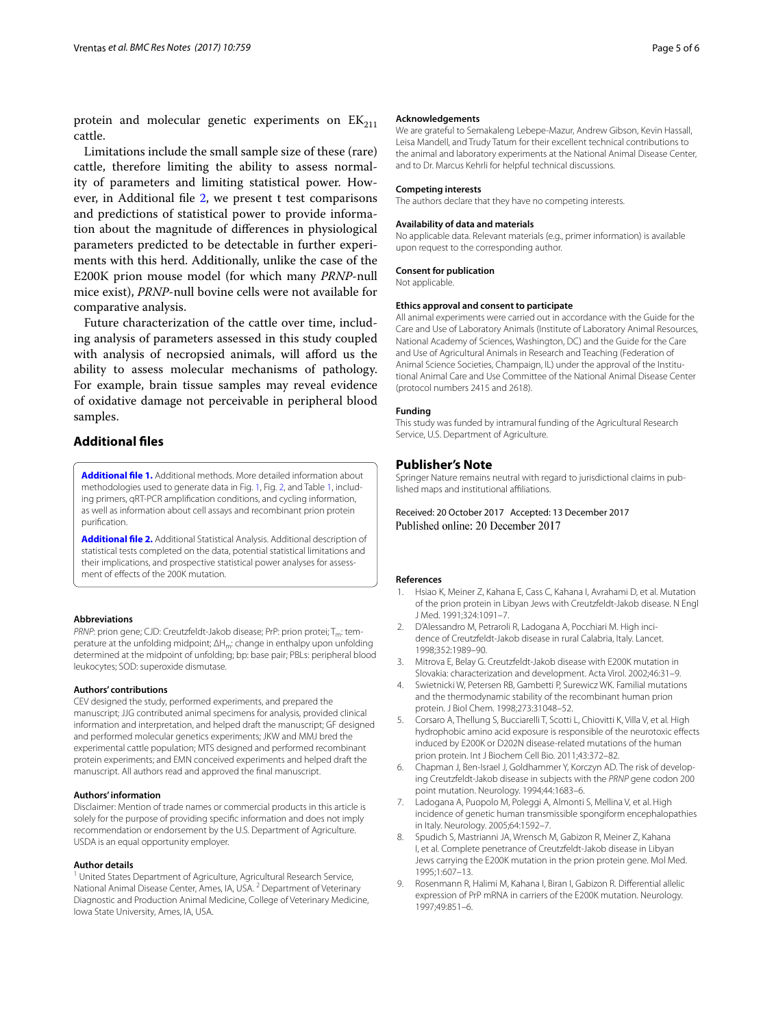protein and molecular genetic experiments on $EK_{211}$ cattle.

Limitations include the small sample size of these (rare) cattle, therefore limiting the ability to assess normality of parameters and limiting statistical power. However, in Additional file 2, we present t test comparisons and predictions of statistical power to provide information about the magnitude of differences in physiological parameters predicted to be detectable in further experiments with this herd. Additionally, unlike the case of the E200K prion mouse model (for which many *PRNP*-null mice exist), *PRNP*-null bovine cells were not available for comparative analysis.

Future characterization of the cattle over time, including analysis of parameters assessed in this study coupled with analysis of necropsied animals, will afford us the ability to assess molecular mechanisms of pathology. For example, brain tissue samples may reveal evidence of oxidative damage not perceivable in peripheral blood samples.

## Additional files

**Additional file 1.** Additional methods. More detailed information about methodologies used to generate data in Fig. 1, Fig. 2, and Table 1, including primers, qRT-PCR amplification conditions, and cycling information, as well as information about cell assays and recombinant prion protein purification.

**Additional file 2.** Additional Statistical Analysis. Additional description of statistical tests completed on the data, potential statistical limitations and their implications, and prospective statistical power analyses for assessment of effects of the 200K mutation.

### Abbreviations

*PRNP*: prion gene; CJD: Creutzfeldt-Jakob disease; PrP: prion protei; $T_m$: temperature at the unfolding midpoint; $\Delta H_m$: change in enthalpy upon unfolding determined at the midpoint of unfolding; bp: base pair; PBLs: peripheral blood leukocytes; SOD: superoxide dismutase.

### Authors' contributions

CEV designed the study, performed experiments, and prepared the manuscript; JJG contributed animal specimens for analysis, provided clinical information and interpretation, and helped draft the manuscript; GF designed and performed molecular genetics experiments; JKW and MMJ bred the experimental cattle population; MTS designed and performed recombinant protein experiments; and EMN conceived experiments and helped draft the manuscript. All authors read and approved the final manuscript.

### Authors' information

Disclaimer: Mention of trade names or commercial products in this article is solely for the purpose of providing specific information and does not imply recommendation or endorsement by the U.S. Department of Agriculture. USDA is an equal opportunity employer.

### Author details

[1] United States Department of Agriculture, Agricultural Research Service, National Animal Disease Center, Ames, IA, USA. [2] Department of Veterinary Diagnostic and Production Animal Medicine, College of Veterinary Medicine, Iowa State University, Ames, IA, USA.

### Acknowledgements

We are grateful to Semakaleng Lebepe-Mazur, Andrew Gibson, Kevin Hassall, Leisa Mandell, and Trudy Tatum for their excellent technical contributions to the animal and laboratory experiments at the National Animal Disease Center, and to Dr. Marcus Kehrli for helpful technical discussions.

### Competing interests

The authors declare that they have no competing interests.

### Availability of data and materials

No applicable data. Relevant materials (e.g., primer information) is available upon request to the corresponding author.

### Consent for publication

Not applicable.

### Ethics approval and consent to participate

All animal experiments were carried out in accordance with the Guide for the Care and Use of Laboratory Animals (Institute of Laboratory Animal Resources, National Academy of Sciences, Washington, DC) and the Guide for the Care and Use of Agricultural Animals in Research and Teaching (Federation of Animal Science Societies, Champaign, IL) under the approval of the Institutional Animal Care and Use Committee of the National Animal Disease Center (protocol numbers 2415 and 2618).

### Funding

This study was funded by intramural funding of the Agricultural Research Service, U.S. Department of Agriculture.

## Publisher's Note

Springer Nature remains neutral with regard to jurisdictional claims in published maps and institutional affiliations.

Received: 20 October 2017 Accepted: 13 December 2017
Published online: 20 December 2017

### References

1. Hsiao K, Meiner Z, Kahana E, Cass C, Kahana I, Avrahami D, et al. Mutation of the prion protein in Libyan Jews with Creutzfeldt-Jakob disease. N Engl J Med. 1991;324:1091–7.
2. D'Alessandro M, Petraroli R, Ladogana A, Pocchiari M. High incidence of Creutzfeldt-Jakob disease in rural Calabria, Italy. Lancet. 1998;352:1989–90.
3. Mitrova E, Belay G. Creutzfeldt-Jakob disease with E200K mutation in Slovakia: characterization and development. Acta Virol. 2002;46:31–9.
4. Swietnicki W, Petersen RB, Gambetti P, Surewicz WK. Familial mutations and the thermodynamic stability of the recombinant human prion protein. J Biol Chem. 1998;273:31048–52.
5. Corsaro A, Thellung S, Bucciarelli T, Scotti L, Chiovitti K, Villa V, et al. High hydrophobic amino acid exposure is responsible of the neurotoxic effects induced by E200K or D202N disease-related mutations of the human prion protein. Int J Biochem Cell Bio. 2011;43:372–82.
6. Chapman J, Ben-Israel J, Goldhammer Y, Korczyn AD. The risk of developing Creutzfeldt-Jakob disease in subjects with the *PRNP* gene codon 200 point mutation. Neurology. 1994;44:1683–6.
7. Ladogana A, Puopolo M, Poleggi A, Almonti S, Mellina V, et al. High incidence of genetic human transmissible spongiform encephalopathies in Italy. Neurology. 2005;64:1592–7.
8. Spudich S, Mastrianni JA, Wrensch M, Gabizon R, Meiner Z, Kahana I, et al. Complete penetrance of Creutzfeldt-Jakob disease in Libyan Jews carrying the E200K mutation in the prion protein gene. Mol Med. 1995;1:607–13.
9. Rosenmann R, Halimi M, Kahana I, Biran I, Gabizon R. Differential allelic expression of PrP mRNA in carriers of the E200K mutation. Neurology. 1997;49:851–6.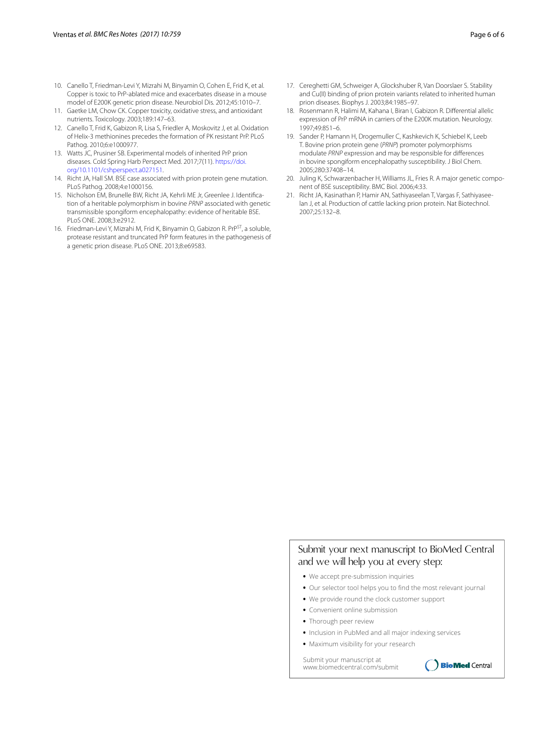10. Canello T, Friedman-Levi Y, Mizrahi M, Binyamin O, Cohen E, Frid K, et al. Copper is toxic to PrP-ablated mice and exacerbates disease in a mouse model of E200K genetic prion disease. Neurobiol Dis. 2012;45:1010–7.
11. Gaetke LM, Chow CK. Copper toxicity, oxidative stress, and antioxidant nutrients. Toxicology. 2003;189:147–63.
12. Canello T, Frid K, Gabizon R, Lisa S, Friedler A, Moskovitz J, et al. Oxidation of Helix-3 methionines precedes the formation of PK resistant PrP. PLoS Pathog. 2010;6:e1000977.
13. Watts JC, Prusiner SB. Experimental models of inherited PrP prion diseases. Cold Spring Harb Perspect Med. 2017;7(11). https://doi.org/10.1101/cshperspect.a027151.
14. Richt JA, Hall SM. BSE case associated with prion protein gene mutation. PLoS Pathog. 2008;4:e1000156.
15. Nicholson EM, Brunelle BW, Richt JA, Kehrli ME Jr, Greenlee J. Identification of a heritable polymorphism in bovine *PRNP* associated with genetic transmissible spongiform encephalopathy: evidence of heritable BSE. PLoS ONE. 2008;3:e2912.
16. Friedman-Levi Y, Mizrahi M, Frid K, Binyamin O, Gabizon R. $PrP^{ST}$, a soluble, protease resistant and truncated PrP form features in the pathogenesis of a genetic prion disease. PLoS ONE. 2013;8:e69583.
17. Cereghetti GM, Schweiger A, Glockshuber R, Van Doorslaer S. Stability and Cu(II) binding of prion protein variants related to inherited human prion diseases. Biophys J. 2003;84:1985–97.
18. Rosenmann R, Halimi M, Kahana I, Biran I, Gabizon R. Differential allelic expression of PrP mRNA in carriers of the E200K mutation. Neurology. 1997;49:851–6.
19. Sander P, Hamann H, Drogemuller C, Kashkevich K, Schiebel K, Leeb T. Bovine prion protein gene (*PRNP*) promoter polymorphisms modulate *PRNP* expression and may be responsible for differences in bovine spongiform encephalopathy susceptibility. J Biol Chem. 2005;280:37408–14.
20. Juling K, Schwarzenbacher H, Williams JL, Fries R. A major genetic component of BSE susceptibility. BMC Biol. 2006;4:33.
21. Richt JA, Kasinathan P, Hamir AN, Sathiyaseelan T, Vargas F, Sathiyaseelan J, et al. Production of cattle lacking prion protein. Nat Biotechnol. 2007;25:132–8.

Submit your next manuscript to BioMed Central and we will help you at every step:

- We accept pre-submission inquiries
- Our selector tool helps you to find the most relevant journal
- We provide round the clock customer support
- Convenient online submission
- Thorough peer review
- Inclusion in PubMed and all major indexing services
- Maximum visibility for your research

Submit your manuscript at www.biomedcentral.com/submit

BioMed Central